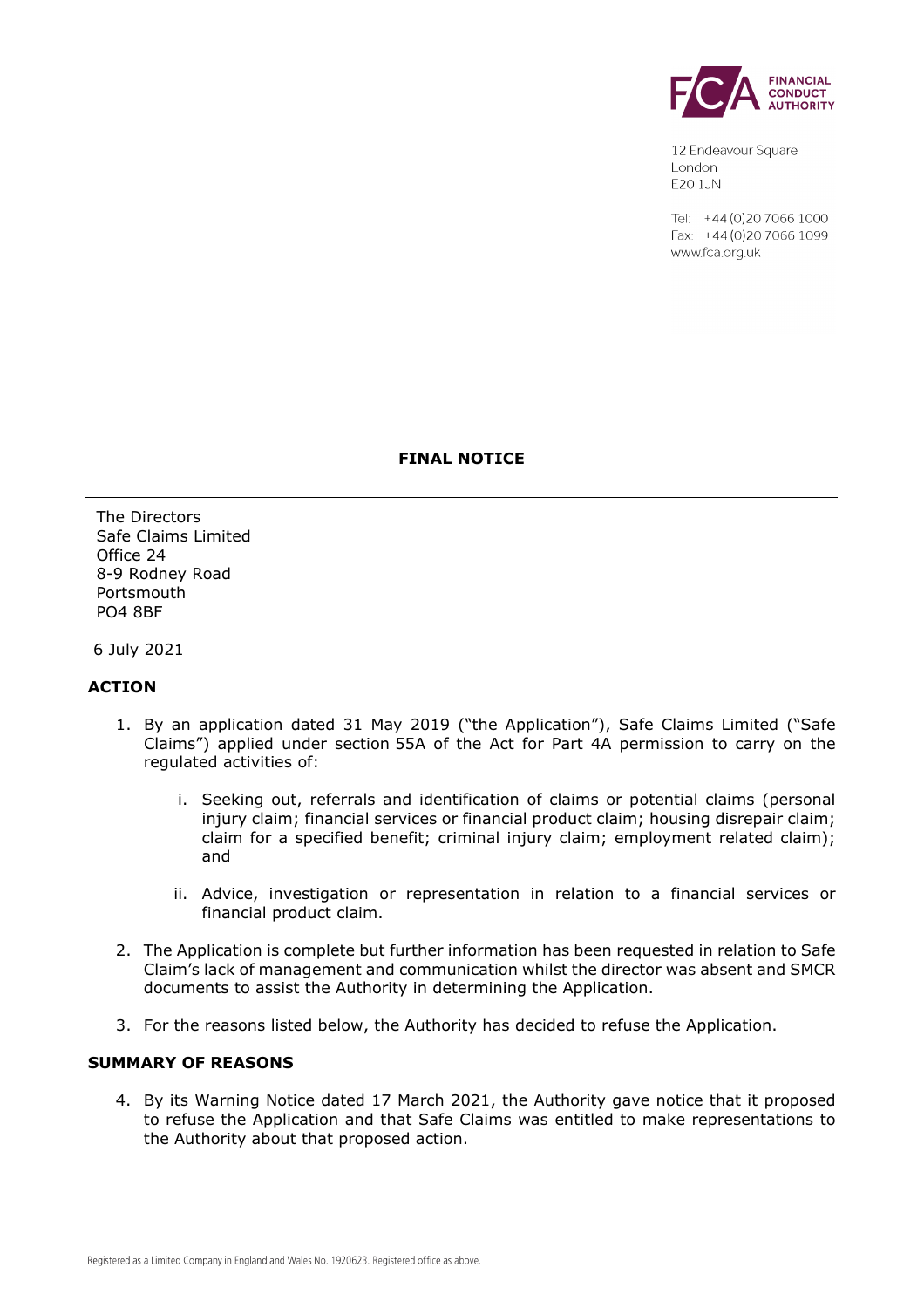12 Endeavour Square
London
E20 1JN

Tel: +44 (0)20 7066 1000
Fax: +44 (0)20 7066 1099
www.fca.org.uk

# FINAL NOTICE

The Directors
Safe Claims Limited
Office 24
8-9 Rodney Road
Portsmouth
PO4 8BF

6 July 2021

## ACTION

1. By an application dated 31 May 2019 ("the Application"), Safe Claims Limited ("Safe Claims") applied under section 55A of the Act for Part 4A permission to carry on the regulated activities of:

   i. Seeking out, referrals and identification of claims or potential claims (personal injury claim; financial services or financial product claim; housing disrepair claim; claim for a specified benefit; criminal injury claim; employment related claim); and

   ii. Advice, investigation or representation in relation to a financial services or financial product claim.

2. The Application is complete but further information has been requested in relation to Safe Claim's lack of management and communication whilst the director was absent and SMCR documents to assist the Authority in determining the Application.

3. For the reasons listed below, the Authority has decided to refuse the Application.

## SUMMARY OF REASONS

4. By its Warning Notice dated 17 March 2021, the Authority gave notice that it proposed to refuse the Application and that Safe Claims was entitled to make representations to the Authority about that proposed action.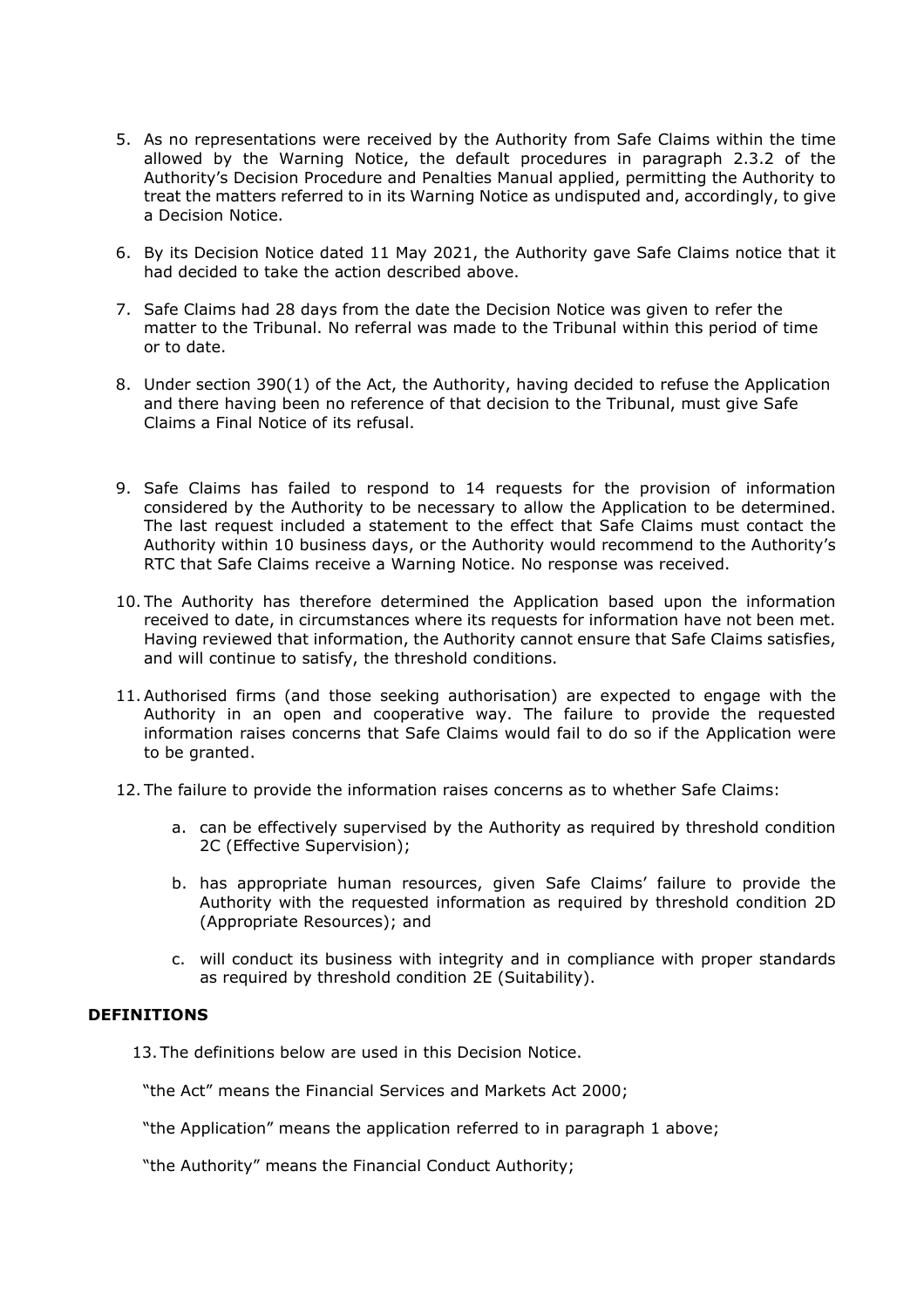5. As no representations were received by the Authority from Safe Claims within the time allowed by the Warning Notice, the default procedures in paragraph 2.3.2 of the Authority's Decision Procedure and Penalties Manual applied, permitting the Authority to treat the matters referred to in its Warning Notice as undisputed and, accordingly, to give a Decision Notice.

6. By its Decision Notice dated 11 May 2021, the Authority gave Safe Claims notice that it had decided to take the action described above.

7. Safe Claims had 28 days from the date the Decision Notice was given to refer the matter to the Tribunal. No referral was made to the Tribunal within this period of time or to date.

8. Under section 390(1) of the Act, the Authority, having decided to refuse the Application and there having been no reference of that decision to the Tribunal, must give Safe Claims a Final Notice of its refusal.

9. Safe Claims has failed to respond to 14 requests for the provision of information considered by the Authority to be necessary to allow the Application to be determined. The last request included a statement to the effect that Safe Claims must contact the Authority within 10 business days, or the Authority would recommend to the Authority's RTC that Safe Claims receive a Warning Notice. No response was received.

10. The Authority has therefore determined the Application based upon the information received to date, in circumstances where its requests for information have not been met. Having reviewed that information, the Authority cannot ensure that Safe Claims satisfies, and will continue to satisfy, the threshold conditions.

11. Authorised firms (and those seeking authorisation) are expected to engage with the Authority in an open and cooperative way. The failure to provide the requested information raises concerns that Safe Claims would fail to do so if the Application were to be granted.

12. The failure to provide the information raises concerns as to whether Safe Claims:

    a. can be effectively supervised by the Authority as required by threshold condition 2C (Effective Supervision);

    b. has appropriate human resources, given Safe Claims' failure to provide the Authority with the requested information as required by threshold condition 2D (Appropriate Resources); and

    c. will conduct its business with integrity and in compliance with proper standards as required by threshold condition 2E (Suitability).

**DEFINITIONS**

13. The definitions below are used in this Decision Notice.

"the Act" means the Financial Services and Markets Act 2000;

"the Application" means the application referred to in paragraph 1 above;

"the Authority" means the Financial Conduct Authority;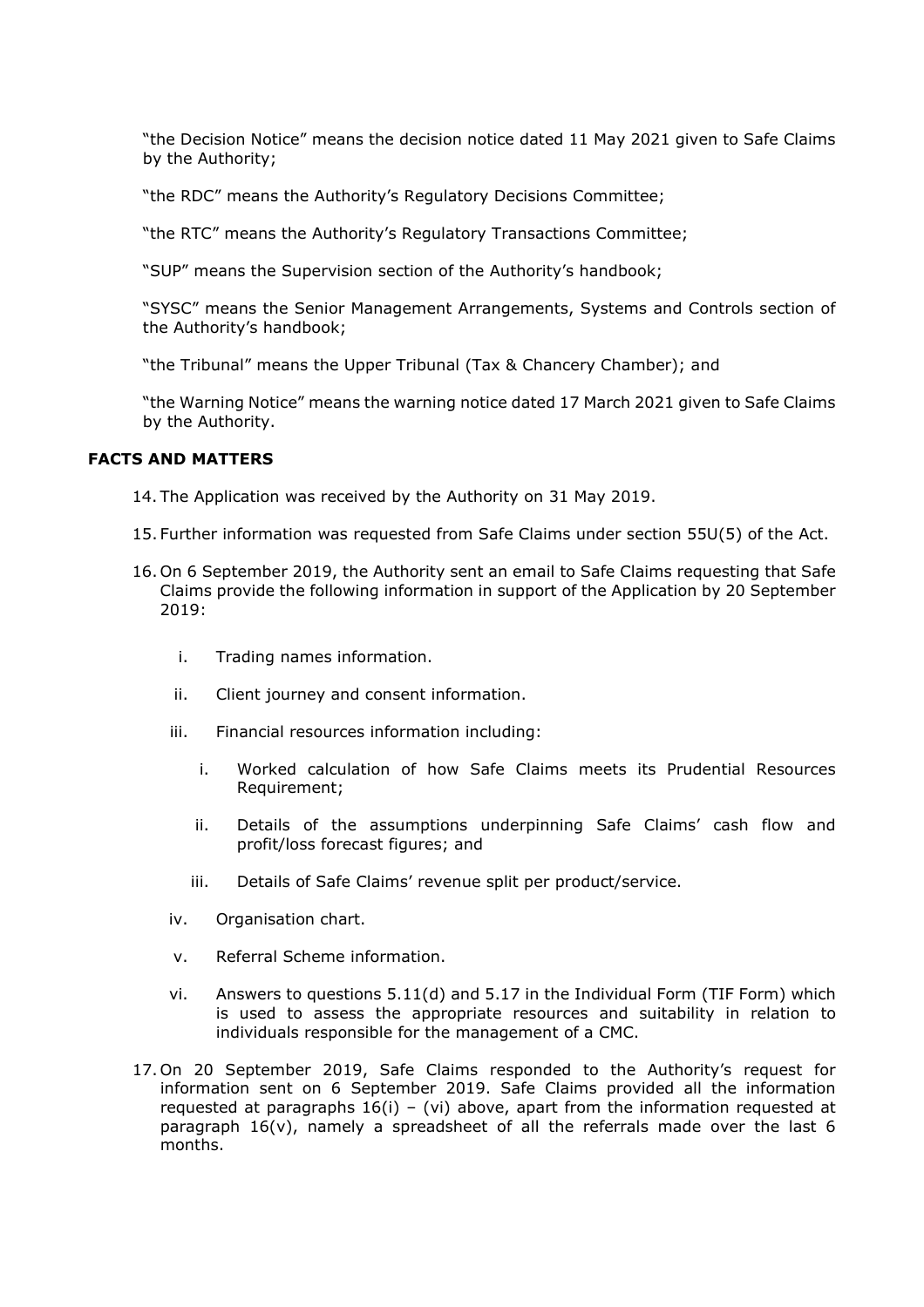"the Decision Notice" means the decision notice dated 11 May 2021 given to Safe Claims by the Authority;

"the RDC" means the Authority's Regulatory Decisions Committee;

"the RTC" means the Authority's Regulatory Transactions Committee;

"SUP" means the Supervision section of the Authority's handbook;

"SYSC" means the Senior Management Arrangements, Systems and Controls section of the Authority's handbook;

"the Tribunal" means the Upper Tribunal (Tax & Chancery Chamber); and

"the Warning Notice" means the warning notice dated 17 March 2021 given to Safe Claims by the Authority.

## FACTS AND MATTERS

14. The Application was received by the Authority on 31 May 2019.

15. Further information was requested from Safe Claims under section 55U(5) of the Act.

16. On 6 September 2019, the Authority sent an email to Safe Claims requesting that Safe Claims provide the following information in support of the Application by 20 September 2019:

    i. Trading names information.

    ii. Client journey and consent information.

    iii. Financial resources information including:

        i. Worked calculation of how Safe Claims meets its Prudential Resources Requirement;

        ii. Details of the assumptions underpinning Safe Claims' cash flow and profit/loss forecast figures; and

        iii. Details of Safe Claims' revenue split per product/service.

    iv. Organisation chart.

    v. Referral Scheme information.

    vi. Answers to questions 5.11(d) and 5.17 in the Individual Form (TIF Form) which is used to assess the appropriate resources and suitability in relation to individuals responsible for the management of a CMC.

17. On 20 September 2019, Safe Claims responded to the Authority's request for information sent on 6 September 2019. Safe Claims provided all the information requested at paragraphs 16(i) – (vi) above, apart from the information requested at paragraph 16(v), namely a spreadsheet of all the referrals made over the last 6 months.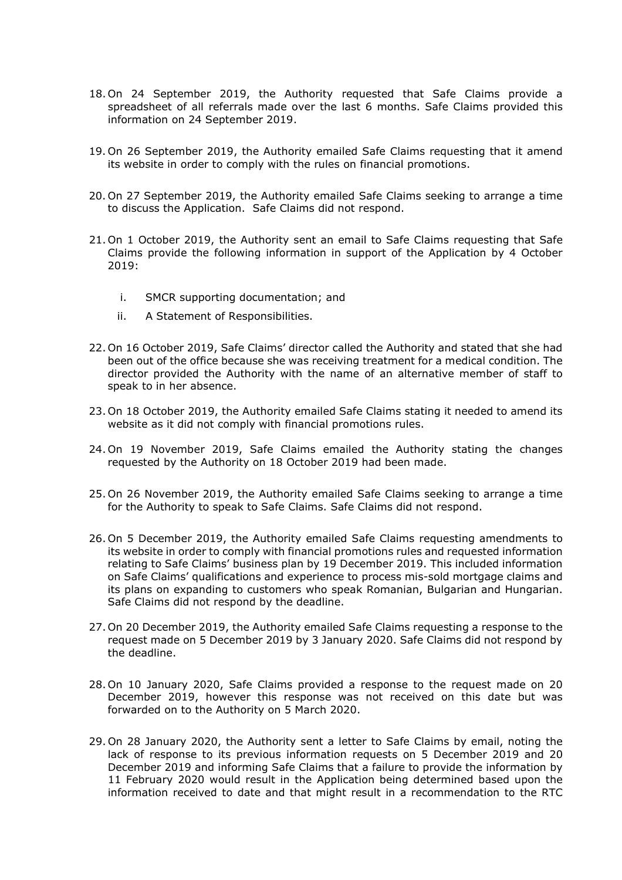18. On 24 September 2019, the Authority requested that Safe Claims provide a spreadsheet of all referrals made over the last 6 months. Safe Claims provided this information on 24 September 2019.

19. On 26 September 2019, the Authority emailed Safe Claims requesting that it amend its website in order to comply with the rules on financial promotions.

20. On 27 September 2019, the Authority emailed Safe Claims seeking to arrange a time to discuss the Application. Safe Claims did not respond.

21. On 1 October 2019, the Authority sent an email to Safe Claims requesting that Safe Claims provide the following information in support of the Application by 4 October 2019:

    i. SMCR supporting documentation; and

    ii. A Statement of Responsibilities.

22. On 16 October 2019, Safe Claims' director called the Authority and stated that she had been out of the office because she was receiving treatment for a medical condition. The director provided the Authority with the name of an alternative member of staff to speak to in her absence.

23. On 18 October 2019, the Authority emailed Safe Claims stating it needed to amend its website as it did not comply with financial promotions rules.

24. On 19 November 2019, Safe Claims emailed the Authority stating the changes requested by the Authority on 18 October 2019 had been made.

25. On 26 November 2019, the Authority emailed Safe Claims seeking to arrange a time for the Authority to speak to Safe Claims. Safe Claims did not respond.

26. On 5 December 2019, the Authority emailed Safe Claims requesting amendments to its website in order to comply with financial promotions rules and requested information relating to Safe Claims' business plan by 19 December 2019. This included information on Safe Claims' qualifications and experience to process mis-sold mortgage claims and its plans on expanding to customers who speak Romanian, Bulgarian and Hungarian. Safe Claims did not respond by the deadline.

27. On 20 December 2019, the Authority emailed Safe Claims requesting a response to the request made on 5 December 2019 by 3 January 2020. Safe Claims did not respond by the deadline.

28. On 10 January 2020, Safe Claims provided a response to the request made on 20 December 2019, however this response was not received on this date but was forwarded on to the Authority on 5 March 2020.

29. On 28 January 2020, the Authority sent a letter to Safe Claims by email, noting the lack of response to its previous information requests on 5 December 2019 and 20 December 2019 and informing Safe Claims that a failure to provide the information by 11 February 2020 would result in the Application being determined based upon the information received to date and that might result in a recommendation to the RTC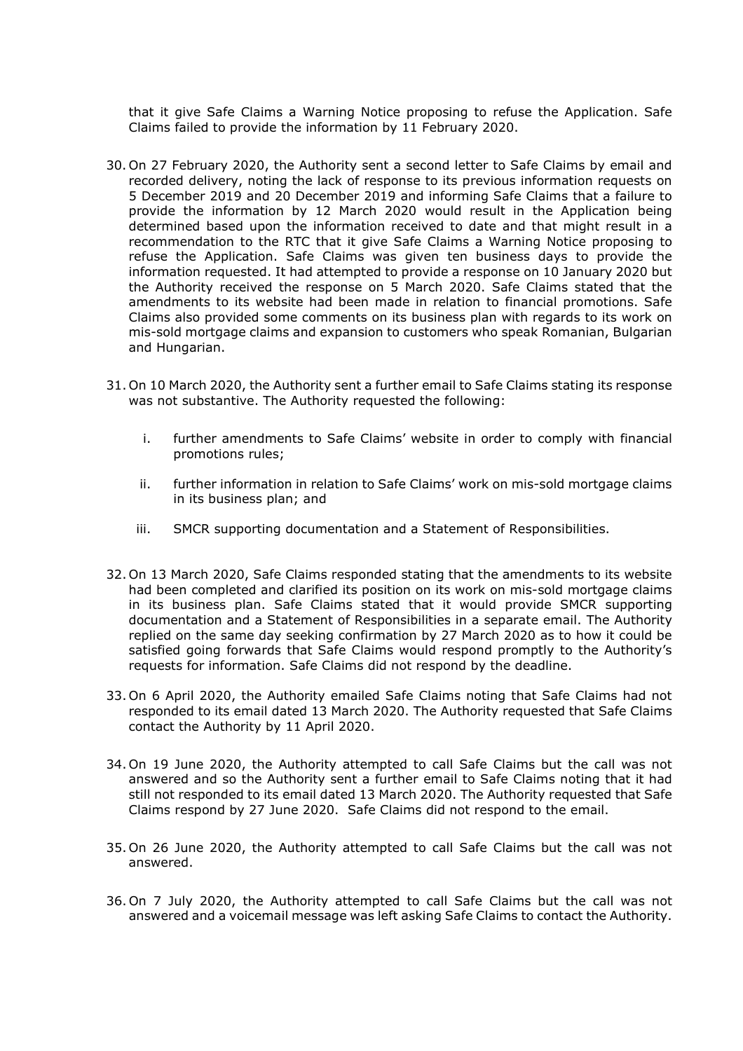that it give Safe Claims a Warning Notice proposing to refuse the Application. Safe Claims failed to provide the information by 11 February 2020.

30. On 27 February 2020, the Authority sent a second letter to Safe Claims by email and recorded delivery, noting the lack of response to its previous information requests on 5 December 2019 and 20 December 2019 and informing Safe Claims that a failure to provide the information by 12 March 2020 would result in the Application being determined based upon the information received to date and that might result in a recommendation to the RTC that it give Safe Claims a Warning Notice proposing to refuse the Application. Safe Claims was given ten business days to provide the information requested. It had attempted to provide a response on 10 January 2020 but the Authority received the response on 5 March 2020. Safe Claims stated that the amendments to its website had been made in relation to financial promotions. Safe Claims also provided some comments on its business plan with regards to its work on mis-sold mortgage claims and expansion to customers who speak Romanian, Bulgarian and Hungarian.

31. On 10 March 2020, the Authority sent a further email to Safe Claims stating its response was not substantive. The Authority requested the following:

    i. further amendments to Safe Claims' website in order to comply with financial promotions rules;

    ii. further information in relation to Safe Claims' work on mis-sold mortgage claims in its business plan; and

    iii. SMCR supporting documentation and a Statement of Responsibilities.

32. On 13 March 2020, Safe Claims responded stating that the amendments to its website had been completed and clarified its position on its work on mis-sold mortgage claims in its business plan. Safe Claims stated that it would provide SMCR supporting documentation and a Statement of Responsibilities in a separate email. The Authority replied on the same day seeking confirmation by 27 March 2020 as to how it could be satisfied going forwards that Safe Claims would respond promptly to the Authority's requests for information. Safe Claims did not respond by the deadline.

33. On 6 April 2020, the Authority emailed Safe Claims noting that Safe Claims had not responded to its email dated 13 March 2020. The Authority requested that Safe Claims contact the Authority by 11 April 2020.

34. On 19 June 2020, the Authority attempted to call Safe Claims but the call was not answered and so the Authority sent a further email to Safe Claims noting that it had still not responded to its email dated 13 March 2020. The Authority requested that Safe Claims respond by 27 June 2020. Safe Claims did not respond to the email.

35. On 26 June 2020, the Authority attempted to call Safe Claims but the call was not answered.

36. On 7 July 2020, the Authority attempted to call Safe Claims but the call was not answered and a voicemail message was left asking Safe Claims to contact the Authority.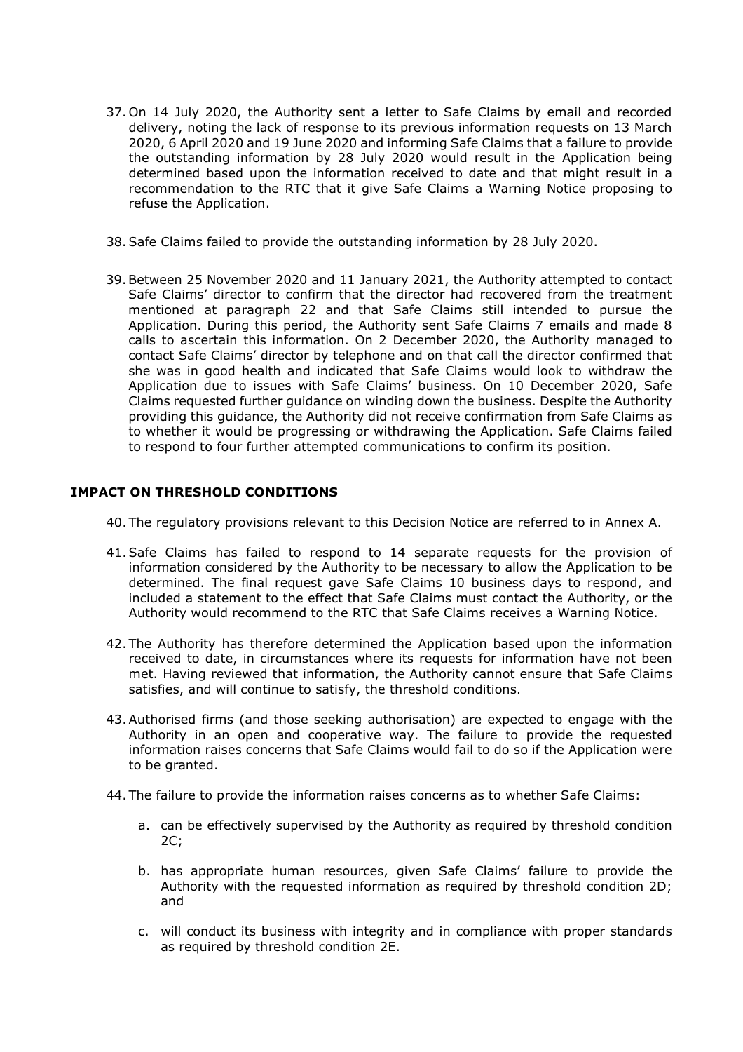37. On 14 July 2020, the Authority sent a letter to Safe Claims by email and recorded delivery, noting the lack of response to its previous information requests on 13 March 2020, 6 April 2020 and 19 June 2020 and informing Safe Claims that a failure to provide the outstanding information by 28 July 2020 would result in the Application being determined based upon the information received to date and that might result in a recommendation to the RTC that it give Safe Claims a Warning Notice proposing to refuse the Application.

38. Safe Claims failed to provide the outstanding information by 28 July 2020.

39. Between 25 November 2020 and 11 January 2021, the Authority attempted to contact Safe Claims' director to confirm that the director had recovered from the treatment mentioned at paragraph 22 and that Safe Claims still intended to pursue the Application. During this period, the Authority sent Safe Claims 7 emails and made 8 calls to ascertain this information. On 2 December 2020, the Authority managed to contact Safe Claims' director by telephone and on that call the director confirmed that she was in good health and indicated that Safe Claims would look to withdraw the Application due to issues with Safe Claims' business. On 10 December 2020, Safe Claims requested further guidance on winding down the business. Despite the Authority providing this guidance, the Authority did not receive confirmation from Safe Claims as to whether it would be progressing or withdrawing the Application. Safe Claims failed to respond to four further attempted communications to confirm its position.

## IMPACT ON THRESHOLD CONDITIONS

40. The regulatory provisions relevant to this Decision Notice are referred to in Annex A.

41. Safe Claims has failed to respond to 14 separate requests for the provision of information considered by the Authority to be necessary to allow the Application to be determined. The final request gave Safe Claims 10 business days to respond, and included a statement to the effect that Safe Claims must contact the Authority, or the Authority would recommend to the RTC that Safe Claims receives a Warning Notice.

42. The Authority has therefore determined the Application based upon the information received to date, in circumstances where its requests for information have not been met. Having reviewed that information, the Authority cannot ensure that Safe Claims satisfies, and will continue to satisfy, the threshold conditions.

43. Authorised firms (and those seeking authorisation) are expected to engage with the Authority in an open and cooperative way. The failure to provide the requested information raises concerns that Safe Claims would fail to do so if the Application were to be granted.

44. The failure to provide the information raises concerns as to whether Safe Claims:

    a. can be effectively supervised by the Authority as required by threshold condition 2C;

    b. has appropriate human resources, given Safe Claims' failure to provide the Authority with the requested information as required by threshold condition 2D; and

    c. will conduct its business with integrity and in compliance with proper standards as required by threshold condition 2E.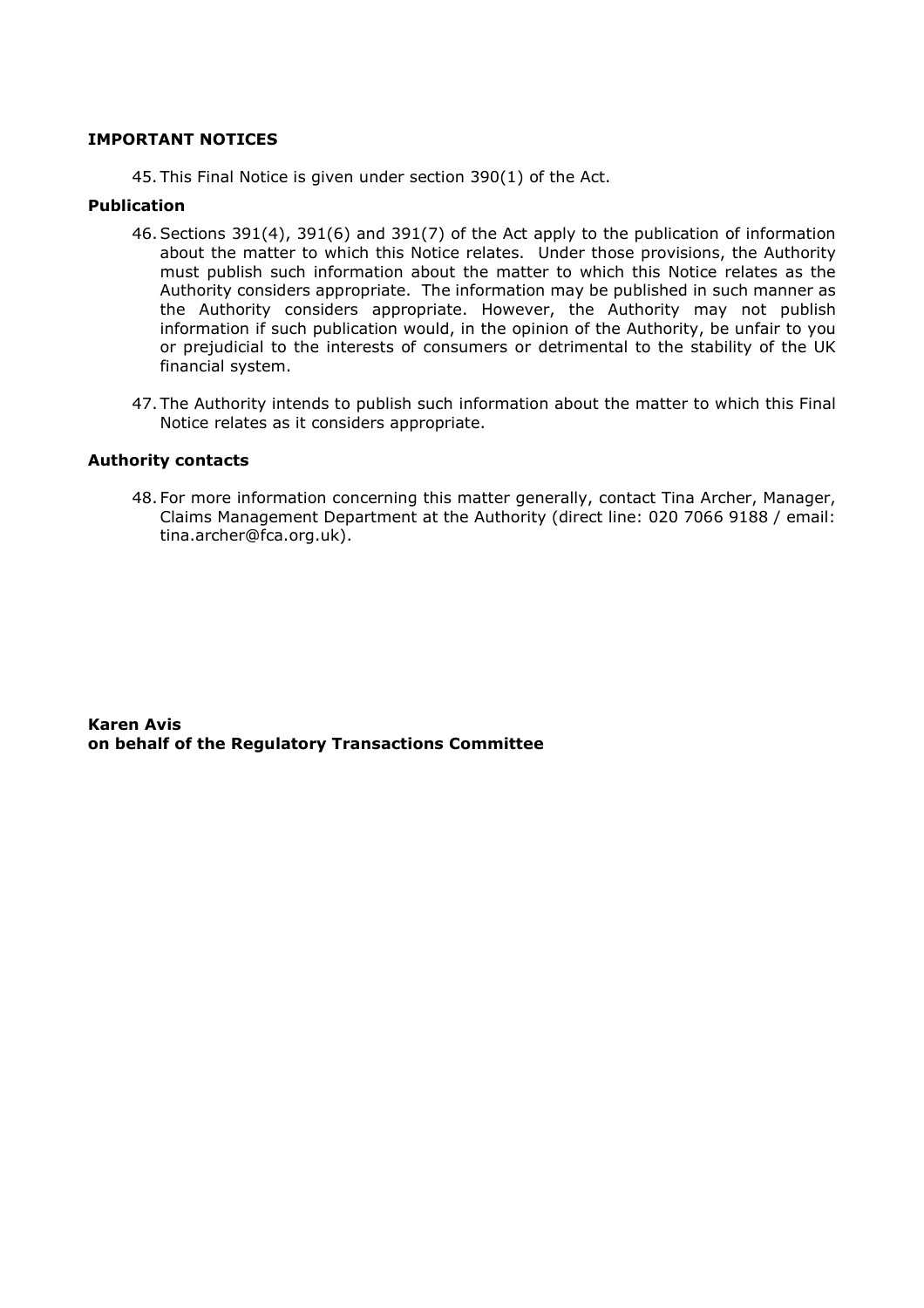**IMPORTANT NOTICES**

45. This Final Notice is given under section 390(1) of the Act.

**Publication**

46. Sections 391(4), 391(6) and 391(7) of the Act apply to the publication of information about the matter to which this Notice relates. Under those provisions, the Authority must publish such information about the matter to which this Notice relates as the Authority considers appropriate. The information may be published in such manner as the Authority considers appropriate. However, the Authority may not publish information if such publication would, in the opinion of the Authority, be unfair to you or prejudicial to the interests of consumers or detrimental to the stability of the UK financial system.

47. The Authority intends to publish such information about the matter to which this Final Notice relates as it considers appropriate.

**Authority contacts**

48. For more information concerning this matter generally, contact Tina Archer, Manager, Claims Management Department at the Authority (direct line: 020 7066 9188 / email: tina.archer@fca.org.uk).

**Karen Avis**
**on behalf of the Regulatory Transactions Committee**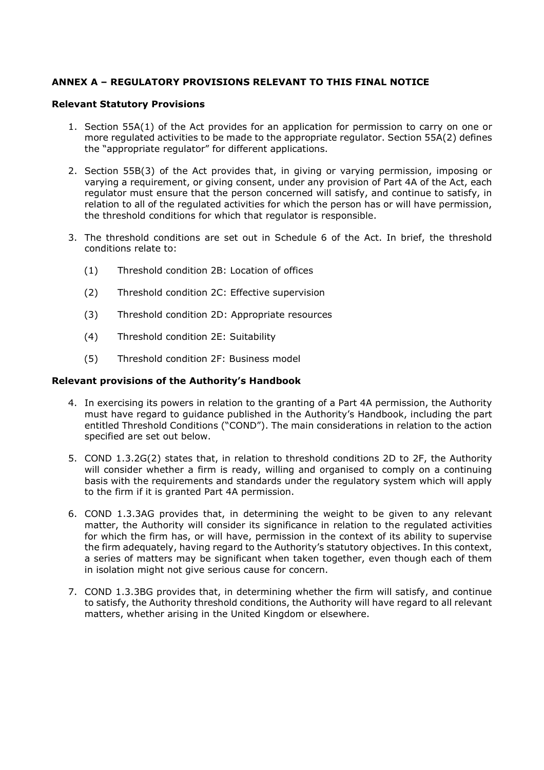## ANNEX A – REGULATORY PROVISIONS RELEVANT TO THIS FINAL NOTICE

### Relevant Statutory Provisions

1. Section 55A(1) of the Act provides for an application for permission to carry on one or more regulated activities to be made to the appropriate regulator. Section 55A(2) defines the "appropriate regulator" for different applications.

2. Section 55B(3) of the Act provides that, in giving or varying permission, imposing or varying a requirement, or giving consent, under any provision of Part 4A of the Act, each regulator must ensure that the person concerned will satisfy, and continue to satisfy, in relation to all of the regulated activities for which the person has or will have permission, the threshold conditions for which that regulator is responsible.

3. The threshold conditions are set out in Schedule 6 of the Act. In brief, the threshold conditions relate to:

   (1) Threshold condition 2B: Location of offices

   (2) Threshold condition 2C: Effective supervision

   (3) Threshold condition 2D: Appropriate resources

   (4) Threshold condition 2E: Suitability

   (5) Threshold condition 2F: Business model

### Relevant provisions of the Authority's Handbook

4. In exercising its powers in relation to the granting of a Part 4A permission, the Authority must have regard to guidance published in the Authority's Handbook, including the part entitled Threshold Conditions ("COND"). The main considerations in relation to the action specified are set out below.

5. COND 1.3.2G(2) states that, in relation to threshold conditions 2D to 2F, the Authority will consider whether a firm is ready, willing and organised to comply on a continuing basis with the requirements and standards under the regulatory system which will apply to the firm if it is granted Part 4A permission.

6. COND 1.3.3AG provides that, in determining the weight to be given to any relevant matter, the Authority will consider its significance in relation to the regulated activities for which the firm has, or will have, permission in the context of its ability to supervise the firm adequately, having regard to the Authority's statutory objectives. In this context, a series of matters may be significant when taken together, even though each of them in isolation might not give serious cause for concern.

7. COND 1.3.3BG provides that, in determining whether the firm will satisfy, and continue to satisfy, the Authority threshold conditions, the Authority will have regard to all relevant matters, whether arising in the United Kingdom or elsewhere.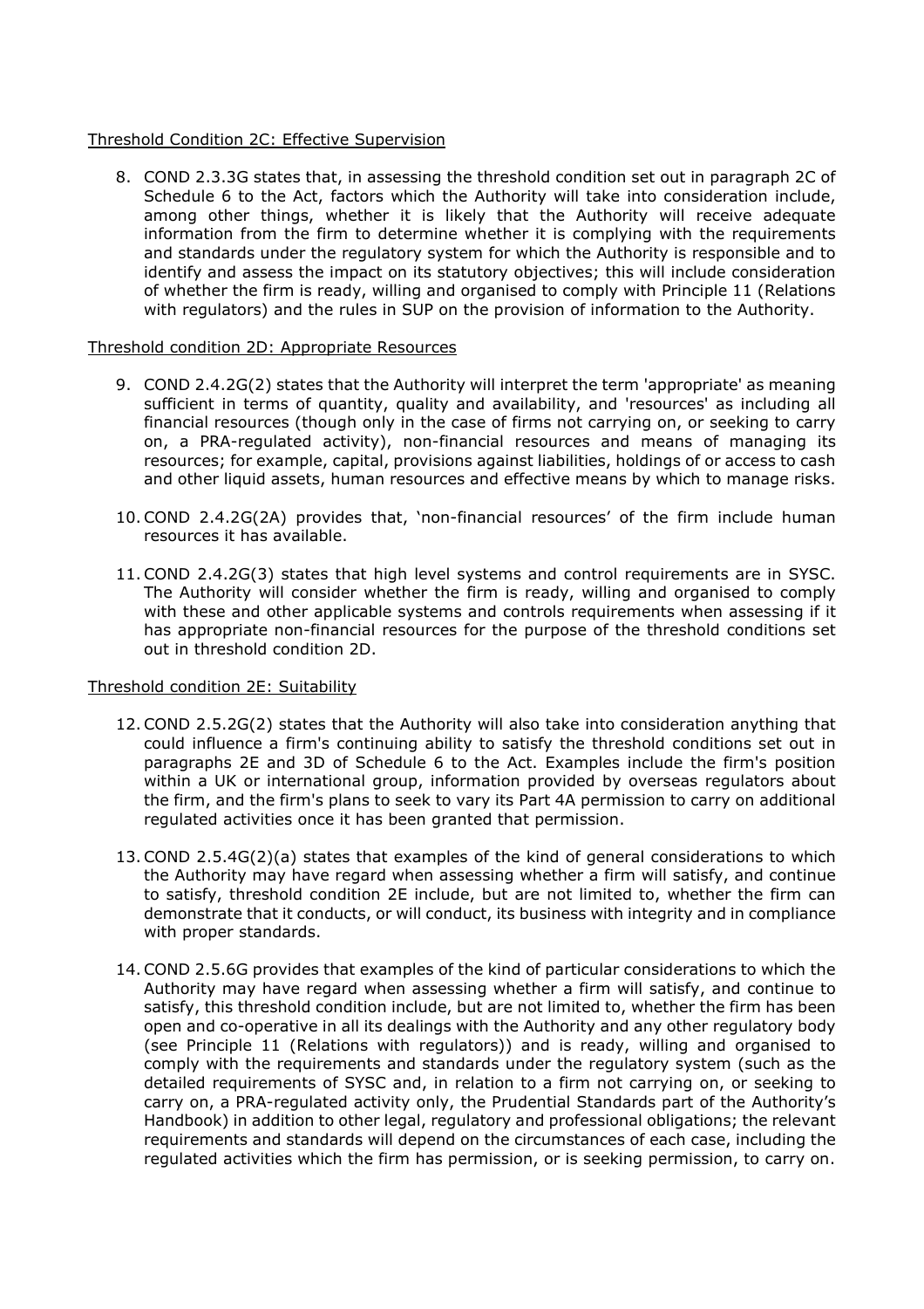Threshold Condition 2C: Effective Supervision

8. COND 2.3.3G states that, in assessing the threshold condition set out in paragraph 2C of Schedule 6 to the Act, factors which the Authority will take into consideration include, among other things, whether it is likely that the Authority will receive adequate information from the firm to determine whether it is complying with the requirements and standards under the regulatory system for which the Authority is responsible and to identify and assess the impact on its statutory objectives; this will include consideration of whether the firm is ready, willing and organised to comply with Principle 11 (Relations with regulators) and the rules in SUP on the provision of information to the Authority.

Threshold condition 2D: Appropriate Resources

9. COND 2.4.2G(2) states that the Authority will interpret the term 'appropriate' as meaning sufficient in terms of quantity, quality and availability, and 'resources' as including all financial resources (though only in the case of firms not carrying on, or seeking to carry on, a PRA-regulated activity), non-financial resources and means of managing its resources; for example, capital, provisions against liabilities, holdings of or access to cash and other liquid assets, human resources and effective means by which to manage risks.

10. COND 2.4.2G(2A) provides that, 'non-financial resources' of the firm include human resources it has available.

11. COND 2.4.2G(3) states that high level systems and control requirements are in SYSC. The Authority will consider whether the firm is ready, willing and organised to comply with these and other applicable systems and controls requirements when assessing if it has appropriate non-financial resources for the purpose of the threshold conditions set out in threshold condition 2D.

Threshold condition 2E: Suitability

12. COND 2.5.2G(2) states that the Authority will also take into consideration anything that could influence a firm's continuing ability to satisfy the threshold conditions set out in paragraphs 2E and 3D of Schedule 6 to the Act. Examples include the firm's position within a UK or international group, information provided by overseas regulators about the firm, and the firm's plans to seek to vary its Part 4A permission to carry on additional regulated activities once it has been granted that permission.

13. COND 2.5.4G(2)(a) states that examples of the kind of general considerations to which the Authority may have regard when assessing whether a firm will satisfy, and continue to satisfy, threshold condition 2E include, but are not limited to, whether the firm can demonstrate that it conducts, or will conduct, its business with integrity and in compliance with proper standards.

14. COND 2.5.6G provides that examples of the kind of particular considerations to which the Authority may have regard when assessing whether a firm will satisfy, and continue to satisfy, this threshold condition include, but are not limited to, whether the firm has been open and co-operative in all its dealings with the Authority and any other regulatory body (see Principle 11 (Relations with regulators)) and is ready, willing and organised to comply with the requirements and standards under the regulatory system (such as the detailed requirements of SYSC and, in relation to a firm not carrying on, or seeking to carry on, a PRA-regulated activity only, the Prudential Standards part of the Authority's Handbook) in addition to other legal, regulatory and professional obligations; the relevant requirements and standards will depend on the circumstances of each case, including the regulated activities which the firm has permission, or is seeking permission, to carry on.